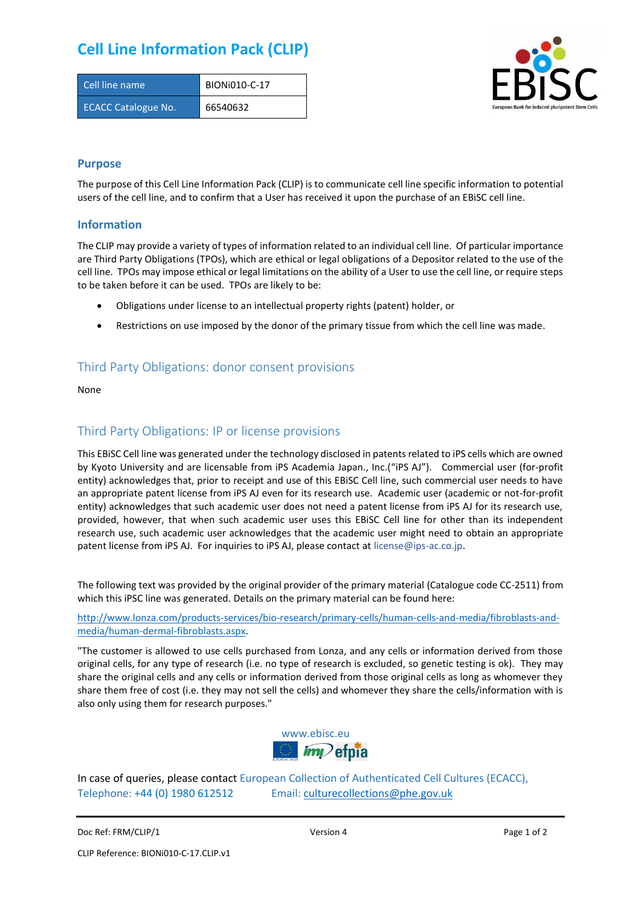# Cell Line Information Pack (CLIP)

| Cell line name | BIONi010-C-17 |
|---|---|
| ECACC Catalogue No. | 66540632 |

## Purpose

The purpose of this Cell Line Information Pack (CLIP) is to communicate cell line specific information to potential users of the cell line, and to confirm that a User has received it upon the purchase of an EBiSC cell line.

## Information

The CLIP may provide a variety of types of information related to an individual cell line. Of particular importance are Third Party Obligations (TPOs), which are ethical or legal obligations of a Depositor related to the use of the cell line. TPOs may impose ethical or legal limitations on the ability of a User to use the cell line, or require steps to be taken before it can be used. TPOs are likely to be:

- Obligations under license to an intellectual property rights (patent) holder, or
- Restrictions on use imposed by the donor of the primary tissue from which the cell line was made.

## Third Party Obligations: donor consent provisions

None

## Third Party Obligations: IP or license provisions

This EBiSC Cell line was generated under the technology disclosed in patents related to iPS cells which are owned by Kyoto University and are licensable from iPS Academia Japan., Inc.("iPS AJ"). Commercial user (for-profit entity) acknowledges that, prior to receipt and use of this EBiSC Cell line, such commercial user needs to have an appropriate patent license from iPS AJ even for its research use. Academic user (academic or not-for-profit entity) acknowledges that such academic user does not need a patent license from iPS AJ for its research use, provided, however, that when such academic user uses this EBiSC Cell line for other than its independent research use, such academic user acknowledges that the academic user might need to obtain an appropriate patent license from iPS AJ. For inquiries to iPS AJ, please contact at license@ips-ac.co.jp.

The following text was provided by the original provider of the primary material (Catalogue code CC-2511) from which this iPSC line was generated. Details on the primary material can be found here:

http://www.lonza.com/products-services/bio-research/primary-cells/human-cells-and-media/fibroblasts-and-media/human-dermal-fibroblasts.aspx.

"The customer is allowed to use cells purchased from Lonza, and any cells or information derived from those original cells, for any type of research (i.e. no type of research is excluded, so genetic testing is ok). They may share the original cells and any cells or information derived from those original cells as long as whomever they share them free of cost (i.e. they may not sell the cells) and whomever they share the cells/information with is also only using them for research purposes."

www.ebisc.eu

In case of queries, please contact European Collection of Authenticated Cell Cultures (ECACC), Telephone: +44 (0) 1980 612512 Email: culturecollections@phe.gov.uk

Doc Ref: FRM/CLIP/1 Version 4

CLIP Reference: BIONi010-C-17.CLIP.v1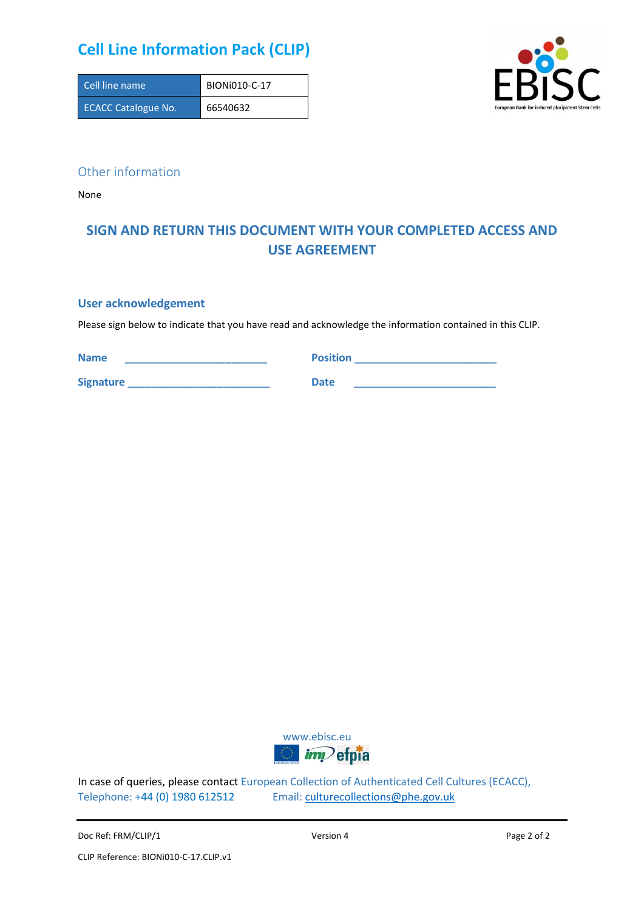# Cell Line Information Pack (CLIP)

| | |
|---|---|
| Cell line name | BIONi010-C-17 |
| ECACC Catalogue No. | 66540632 |

## Other information

None

## SIGN AND RETURN THIS DOCUMENT WITH YOUR COMPLETED ACCESS AND USE AGREEMENT

### User acknowledgement

Please sign below to indicate that you have read and acknowledge the information contained in this CLIP.

**Name** _________________________ **Position** _________________________

**Signature** _________________________ **Date** _________________________

www.ebisc.eu

In case of queries, please contact European Collection of Authenticated Cell Cultures (ECACC), Telephone: +44 (0) 1980 612512 Email: culturecollections@phe.gov.uk

Doc Ref: FRM/CLIP/1 Version 4

CLIP Reference: BIONi010-C-17.CLIP.v1